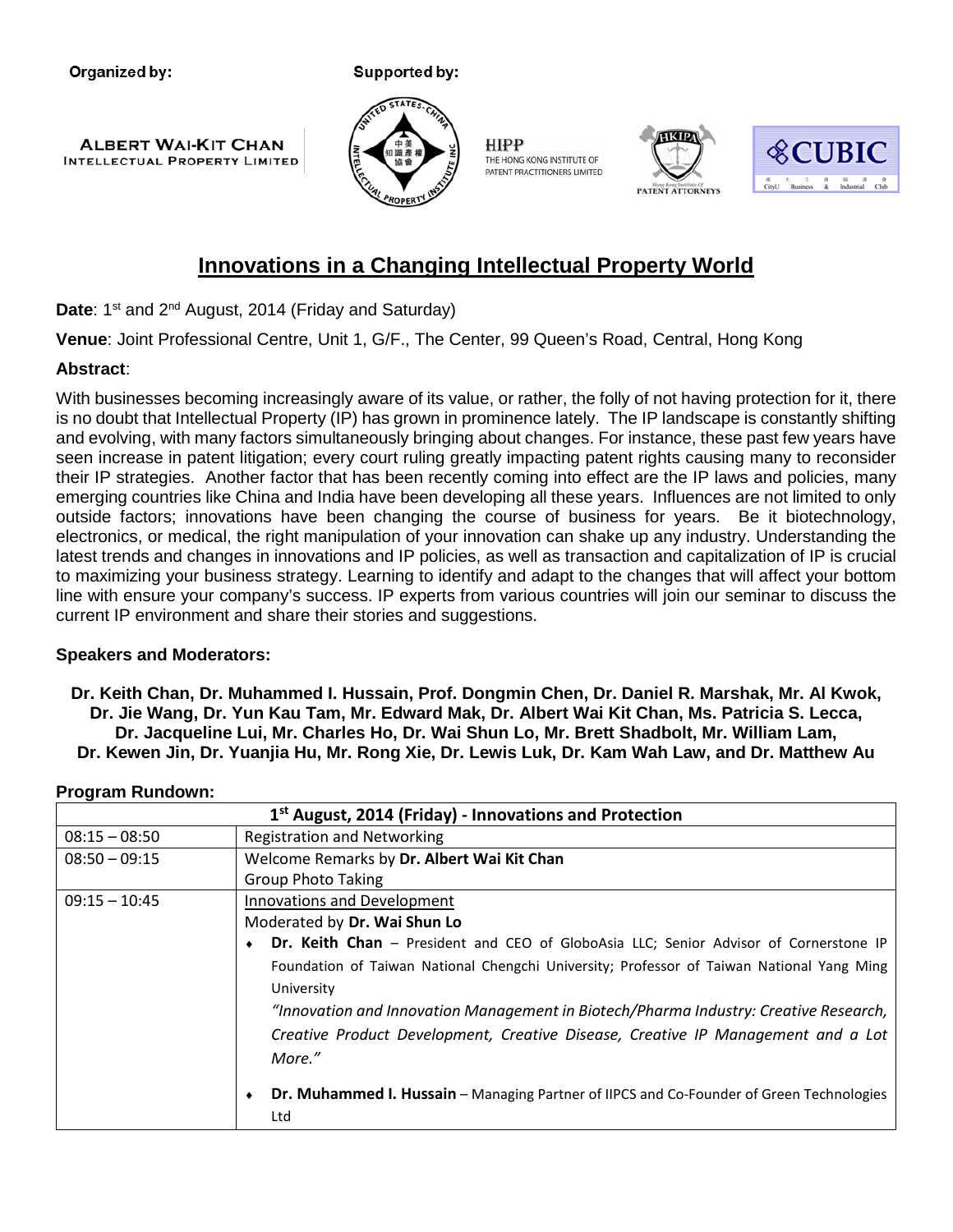Organized by: ALBERT WAI-KIT CHAN INTELLECTUAL PROPERTY LIMITED

Supported by: United States-China Intellectual Property Institute Inc; HIPP The Hong Kong Institute of Patent Practitioners Limited; HKIPA Hong Kong Institute of Patent Attorneys; CUBIC CityU Business & Industrial Club

# Innovations in a Changing Intellectual Property World

**Date**: 1st and 2nd August, 2014 (Friday and Saturday)

**Venue**: Joint Professional Centre, Unit 1, G/F., The Center, 99 Queen's Road, Central, Hong Kong

**Abstract**:

With businesses becoming increasingly aware of its value, or rather, the folly of not having protection for it, there is no doubt that Intellectual Property (IP) has grown in prominence lately. The IP landscape is constantly shifting and evolving, with many factors simultaneously bringing about changes. For instance, these past few years have seen increase in patent litigation; every court ruling greatly impacting patent rights causing many to reconsider their IP strategies. Another factor that has been recently coming into effect are the IP laws and policies, many emerging countries like China and India have been developing all these years. Influences are not limited to only outside factors; innovations have been changing the course of business for years. Be it biotechnology, electronics, or medical, the right manipulation of your innovation can shake up any industry. Understanding the latest trends and changes in innovations and IP policies, as well as transaction and capitalization of IP is crucial to maximizing your business strategy. Learning to identify and adapt to the changes that will affect your bottom line with ensure your company's success. IP experts from various countries will join our seminar to discuss the current IP environment and share their stories and suggestions.

**Speakers and Moderators:**

**Dr. Keith Chan, Dr. Muhammed I. Hussain, Prof. Dongmin Chen, Dr. Daniel R. Marshak, Mr. Al Kwok, Dr. Jie Wang, Dr. Yun Kau Tam, Mr. Edward Mak, Dr. Albert Wai Kit Chan, Ms. Patricia S. Lecca, Dr. Jacqueline Lui, Mr. Charles Ho, Dr. Wai Shun Lo, Mr. Brett Shadbolt, Mr. William Lam, Dr. Kewen Jin, Dr. Yuanjia Hu, Mr. Rong Xie, Dr. Lewis Luk, Dr. Kam Wah Law, and Dr. Matthew Au**

**Program Rundown:**

| 1st August, 2014 (Friday) - Innovations and Protection | |
|---|---|
| 08:15 – 08:50 | Registration and Networking |
| 08:50 – 09:15 | Welcome Remarks by **Dr. Albert Wai Kit Chan**<br>Group Photo Taking |
| 09:15 – 10:45 | Innovations and Development<br>Moderated by **Dr. Wai Shun Lo**<br>♦ **Dr. Keith Chan** – President and CEO of GloboAsia LLC; Senior Advisor of Cornerstone IP Foundation of Taiwan National Chengchi University; Professor of Taiwan National Yang Ming University<br>*"Innovation and Innovation Management in Biotech/Pharma Industry: Creative Research, Creative Product Development, Creative Disease, Creative IP Management and a Lot More."*<br>♦ **Dr. Muhammed I. Hussain** – Managing Partner of IIPCS and Co-Founder of Green Technologies Ltd |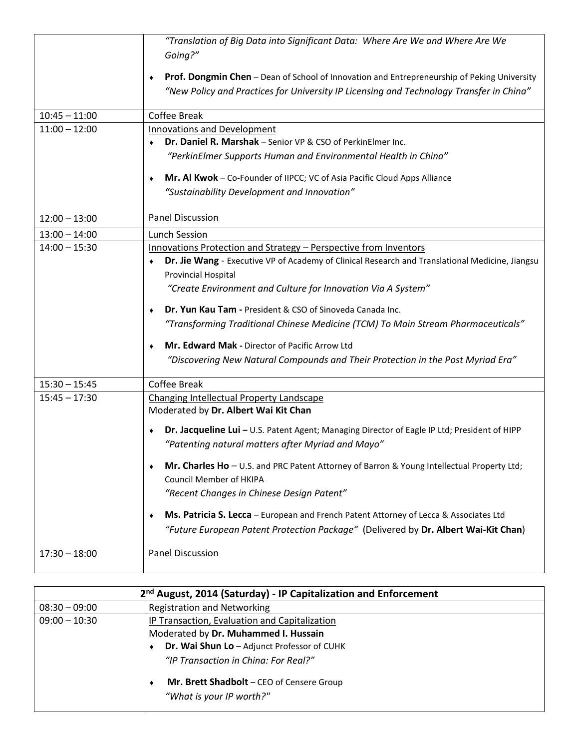| | |
|---|---|
| | *"Translation of Big Data into Significant Data: Where Are We and Where Are We Going?"*<br>• **Prof. Dongmin Chen** – Dean of School of Innovation and Entrepreneurship of Peking University *"New Policy and Practices for University IP Licensing and Technology Transfer in China"* |
| 10:45 – 11:00 | Coffee Break |
| 11:00 – 12:00 | Innovations and Development<br>• **Dr. Daniel R. Marshak** – Senior VP & CSO of PerkinElmer Inc. *"PerkinElmer Supports Human and Environmental Health in China"*<br>• **Mr. Al Kwok** – Co-Founder of IIPCC; VC of Asia Pacific Cloud Apps Alliance *"Sustainability Development and Innovation"* |
| 12:00 – 13:00 | Panel Discussion |
| 13:00 – 14:00 | Lunch Session |
| 14:00 – 15:30 | Innovations Protection and Strategy – Perspective from Inventors<br>• **Dr. Jie Wang** - Executive VP of Academy of Clinical Research and Translational Medicine, Jiangsu Provincial Hospital *"Create Environment and Culture for Innovation Via A System"*<br>• **Dr. Yun Kau Tam -** President & CSO of Sinoveda Canada Inc. *"Transforming Traditional Chinese Medicine (TCM) To Main Stream Pharmaceuticals"*<br>• **Mr. Edward Mak -** Director of Pacific Arrow Ltd *"Discovering New Natural Compounds and Their Protection in the Post Myriad Era"* |
| 15:30 – 15:45 | Coffee Break |
| 15:45 – 17:30 | Changing Intellectual Property Landscape<br>Moderated by **Dr. Albert Wai Kit Chan**<br>• **Dr. Jacqueline Lui –** U.S. Patent Agent; Managing Director of Eagle IP Ltd; President of HIPP *"Patenting natural matters after Myriad and Mayo"*<br>• **Mr. Charles Ho** – U.S. and PRC Patent Attorney of Barron & Young Intellectual Property Ltd; Council Member of HKIPA *"Recent Changes in Chinese Design Patent"*<br>• **Ms. Patricia S. Lecca** – European and French Patent Attorney of Lecca & Associates Ltd *"Future European Patent Protection Package"* (Delivered by **Dr. Albert Wai-Kit Chan**) |
| 17:30 – 18:00 | Panel Discussion |

| 2nd August, 2014 (Saturday) - IP Capitalization and Enforcement | |
|---|---|
| 08:30 – 09:00 | Registration and Networking |
| 09:00 – 10:30 | IP Transaction, Evaluation and Capitalization<br>Moderated by **Dr. Muhammed I. Hussain**<br>• **Dr. Wai Shun Lo** – Adjunct Professor of CUHK *"IP Transaction in China: For Real?"*<br>• **Mr. Brett Shadbolt** – CEO of Censere Group *"What is your IP worth?"* |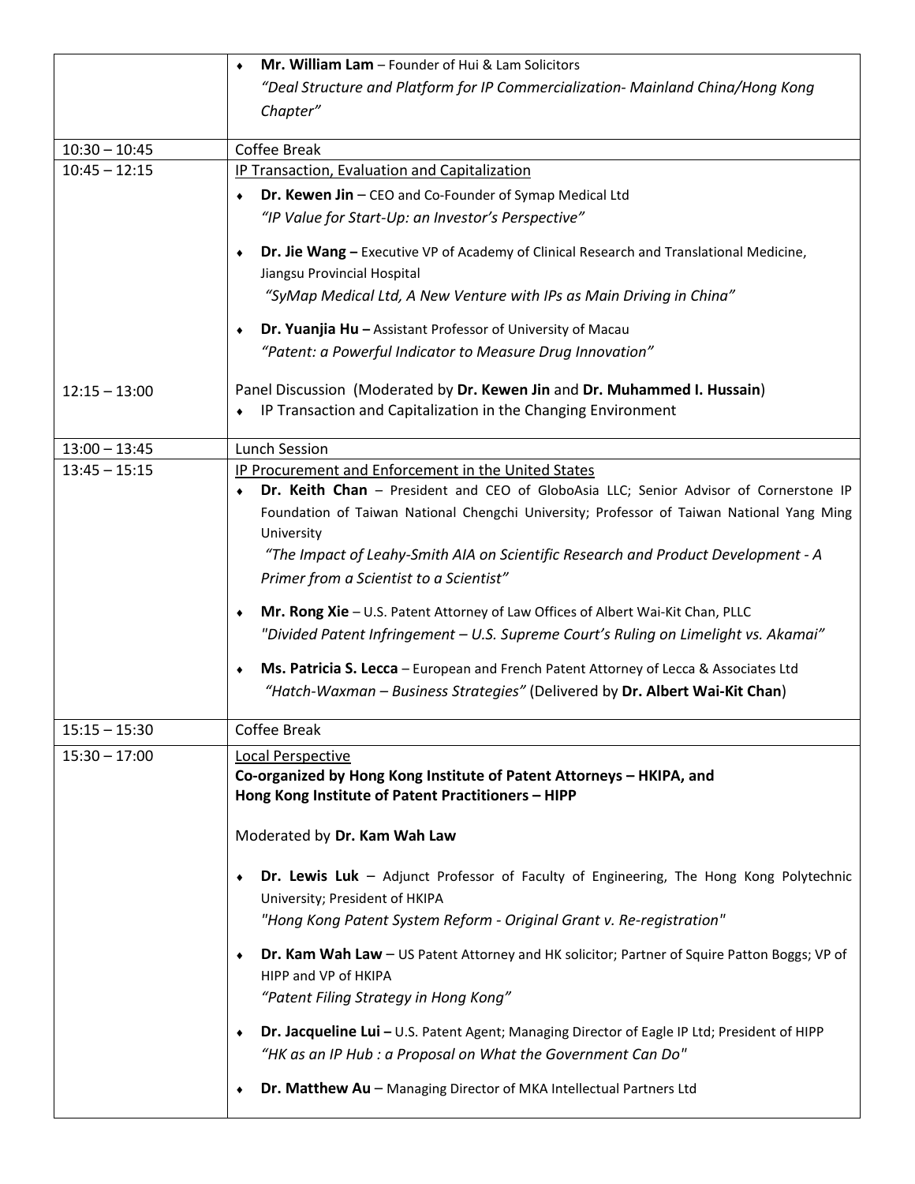| | |
|---|---|
| | ♦ **Mr. William Lam** – Founder of Hui & Lam Solicitors<br>*"Deal Structure and Platform for IP Commercialization- Mainland China/Hong Kong Chapter"* |
| 10:30 – 10:45 | Coffee Break |
| 10:45 – 12:15 | IP Transaction, Evaluation and Capitalization<br>♦ **Dr. Kewen Jin** – CEO and Co-Founder of Symap Medical Ltd<br>*"IP Value for Start-Up: an Investor's Perspective"*<br>♦ **Dr. Jie Wang –** Executive VP of Academy of Clinical Research and Translational Medicine, Jiangsu Provincial Hospital<br>*"SyMap Medical Ltd, A New Venture with IPs as Main Driving in China"*<br>♦ **Dr. Yuanjia Hu –** Assistant Professor of University of Macau<br>*"Patent: a Powerful Indicator to Measure Drug Innovation"* |
| 12:15 – 13:00 | Panel Discussion (Moderated by **Dr. Kewen Jin** and **Dr. Muhammed I. Hussain**)<br>♦ IP Transaction and Capitalization in the Changing Environment |
| 13:00 – 13:45 | Lunch Session |
| 13:45 – 15:15 | IP Procurement and Enforcement in the United States<br>♦ **Dr. Keith Chan** – President and CEO of GloboAsia LLC; Senior Advisor of Cornerstone IP Foundation of Taiwan National Chengchi University; Professor of Taiwan National Yang Ming University<br>*"The Impact of Leahy-Smith AIA on Scientific Research and Product Development - A Primer from a Scientist to a Scientist"*<br>♦ **Mr. Rong Xie** – U.S. Patent Attorney of Law Offices of Albert Wai-Kit Chan, PLLC<br>*"Divided Patent Infringement – U.S. Supreme Court's Ruling on Limelight vs. Akamai"*<br>♦ **Ms. Patricia S. Lecca** – European and French Patent Attorney of Lecca & Associates Ltd<br>*"Hatch-Waxman – Business Strategies"* (Delivered by **Dr. Albert Wai-Kit Chan**) |
| 15:15 – 15:30 | Coffee Break |
| 15:30 – 17:00 | Local Perspective<br>**Co-organized by Hong Kong Institute of Patent Attorneys – HKIPA, and Hong Kong Institute of Patent Practitioners – HIPP**<br>Moderated by **Dr. Kam Wah Law**<br>♦ **Dr. Lewis Luk** – Adjunct Professor of Faculty of Engineering, The Hong Kong Polytechnic University; President of HKIPA<br>*"Hong Kong Patent System Reform - Original Grant v. Re-registration"*<br>♦ **Dr. Kam Wah Law** – US Patent Attorney and HK solicitor; Partner of Squire Patton Boggs; VP of HIPP and VP of HKIPA<br>*"Patent Filing Strategy in Hong Kong"*<br>♦ **Dr. Jacqueline Lui –** U.S. Patent Agent; Managing Director of Eagle IP Ltd; President of HIPP<br>*"HK as an IP Hub : a Proposal on What the Government Can Do"*<br>♦ **Dr. Matthew Au** – Managing Director of MKA Intellectual Partners Ltd |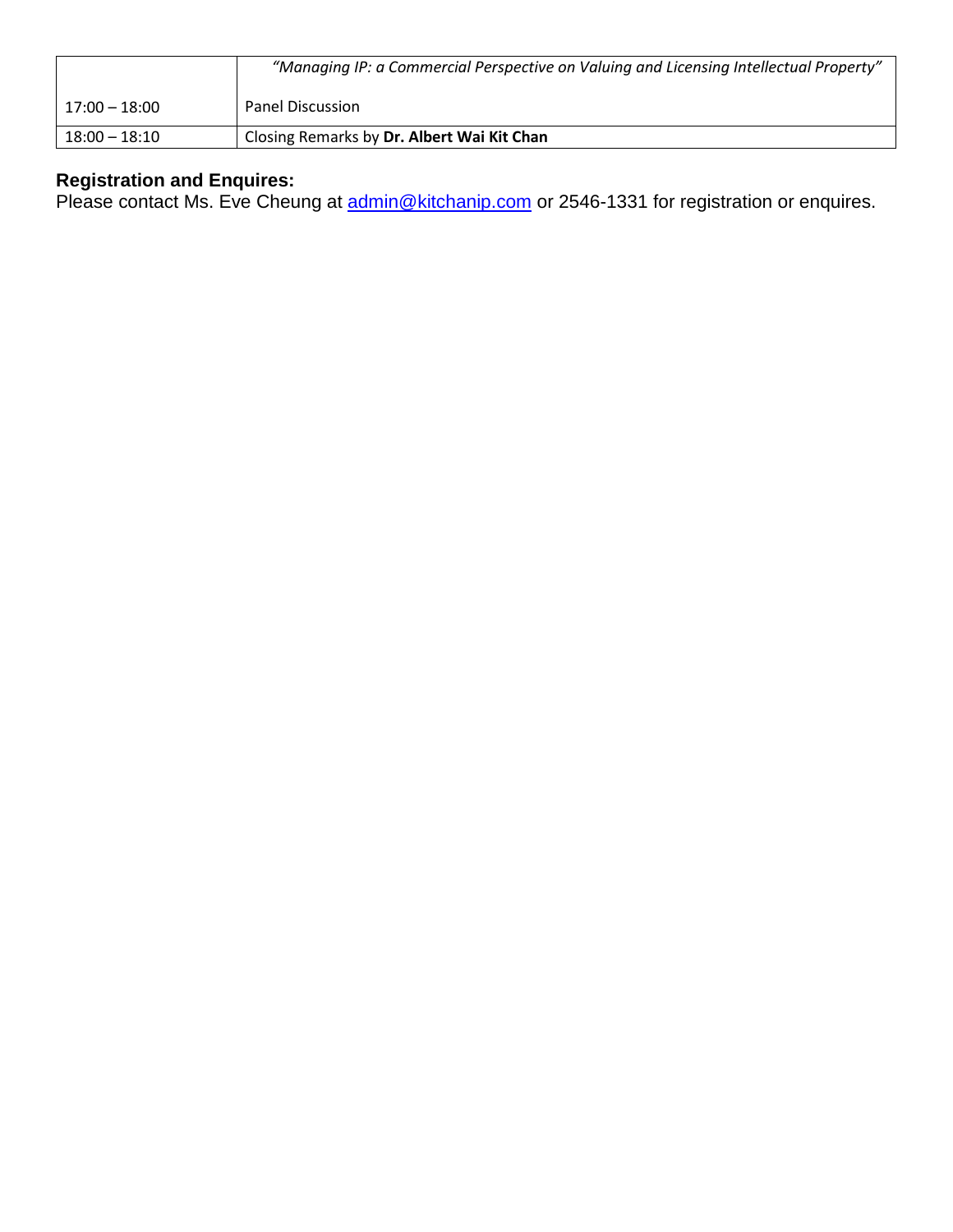| | |
|---|---|
| | *"Managing IP: a Commercial Perspective on Valuing and Licensing Intellectual Property"* |
| 17:00 – 18:00 | Panel Discussion |
| 18:00 – 18:10 | Closing Remarks by **Dr. Albert Wai Kit Chan** |

**Registration and Enquires:**

Please contact Ms. Eve Cheung at admin@kitchanip.com or 2546-1331 for registration or enquires.